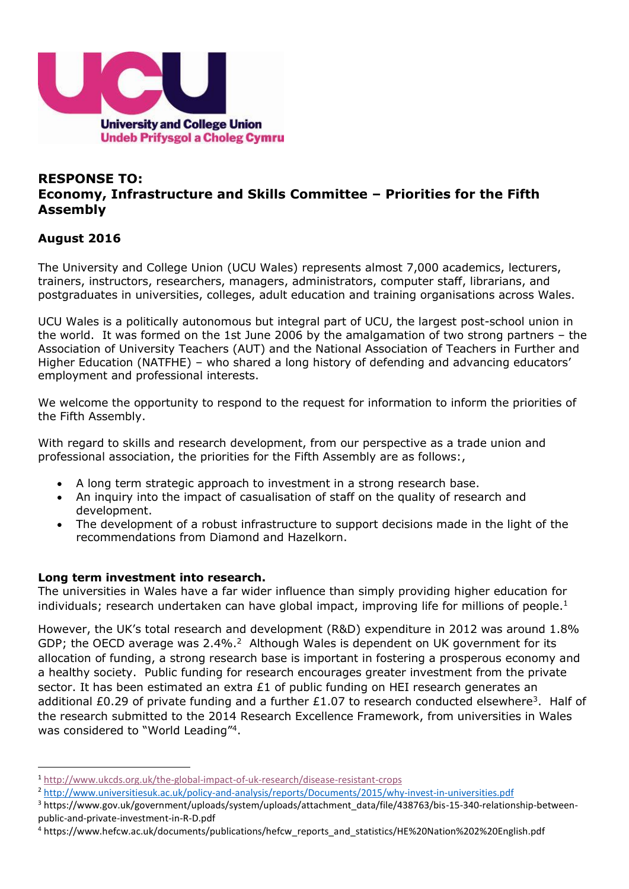University and College Union
Undeb Prifysgol a Choleg Cymru

# RESPONSE TO:
# Economy, Infrastructure and Skills Committee – Priorities for the Fifth Assembly

## August 2016

The University and College Union (UCU Wales) represents almost 7,000 academics, lecturers, trainers, instructors, researchers, managers, administrators, computer staff, librarians, and postgraduates in universities, colleges, adult education and training organisations across Wales.

UCU Wales is a politically autonomous but integral part of UCU, the largest post-school union in the world. It was formed on the 1st June 2006 by the amalgamation of two strong partners – the Association of University Teachers (AUT) and the National Association of Teachers in Further and Higher Education (NATFHE) – who shared a long history of defending and advancing educators' employment and professional interests.

We welcome the opportunity to respond to the request for information to inform the priorities of the Fifth Assembly.

With regard to skills and research development, from our perspective as a trade union and professional association, the priorities for the Fifth Assembly are as follows:,

- A long term strategic approach to investment in a strong research base.
- An inquiry into the impact of casualisation of staff on the quality of research and development.
- The development of a robust infrastructure to support decisions made in the light of the recommendations from Diamond and Hazelkorn.

**Long term investment into research.**

The universities in Wales have a far wider influence than simply providing higher education for individuals; research undertaken can have global impact, improving life for millions of people.[1]

However, the UK's total research and development (R&D) expenditure in 2012 was around 1.8% GDP; the OECD average was 2.4%.[2] Although Wales is dependent on UK government for its allocation of funding, a strong research base is important in fostering a prosperous economy and a healthy society. Public funding for research encourages greater investment from the private sector. It has been estimated an extra £1 of public funding on HEI research generates an additional £0.29 of private funding and a further £1.07 to research conducted elsewhere[3]. Half of the research submitted to the 2014 Research Excellence Framework, from universities in Wales was considered to "World Leading"[4].

---

[1] http://www.ukcds.org.uk/the-global-impact-of-uk-research/disease-resistant-crops

[2] http://www.universitiesuk.ac.uk/policy-and-analysis/reports/Documents/2015/why-invest-in-universities.pdf

[3] https://www.gov.uk/government/uploads/system/uploads/attachment_data/file/438763/bis-15-340-relationship-between-public-and-private-investment-in-R-D.pdf

[4] https://www.hefcw.ac.uk/documents/publications/hefcw_reports_and_statistics/HE%20Nation%202%20English.pdf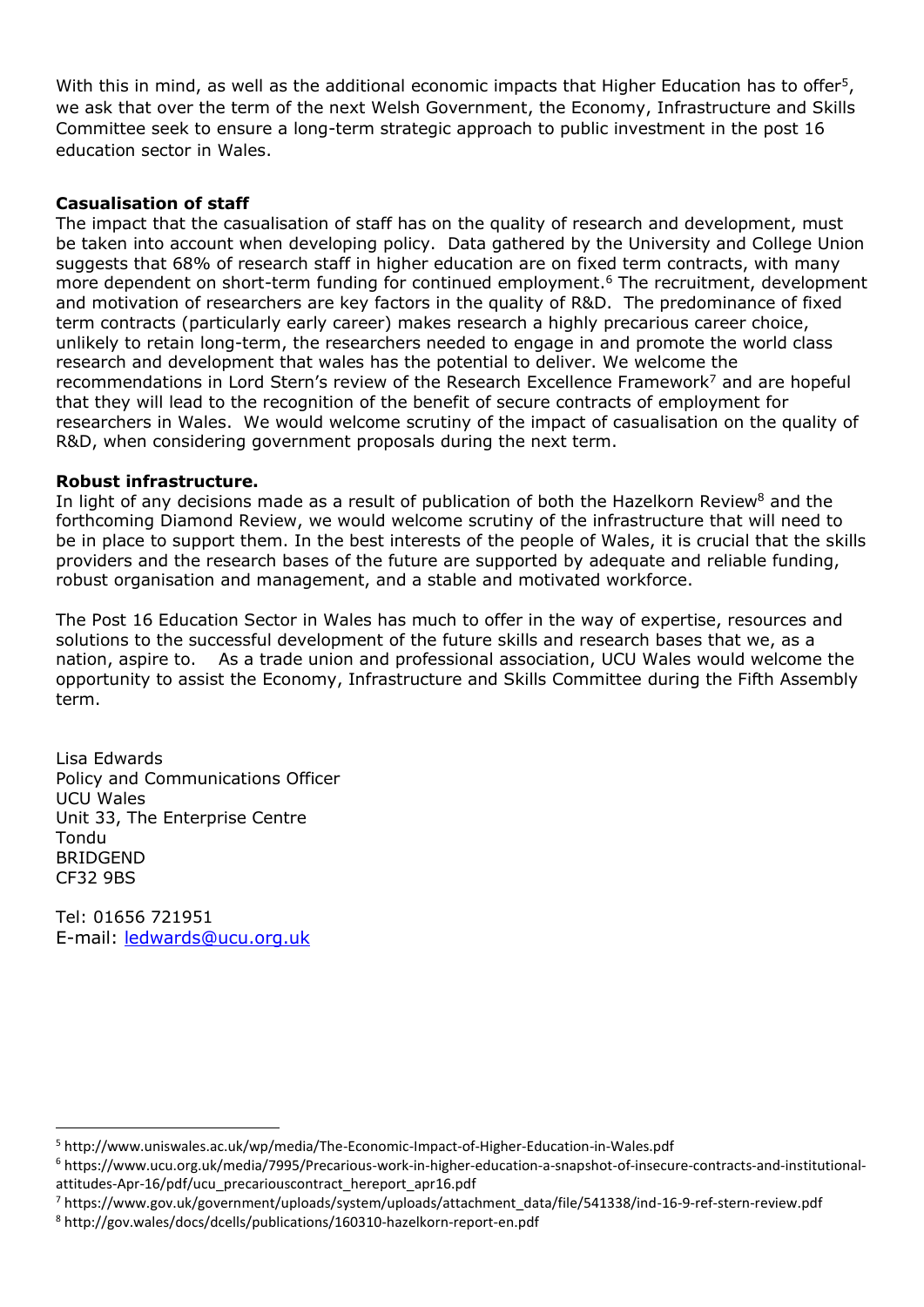With this in mind, as well as the additional economic impacts that Higher Education has to offer[5], we ask that over the term of the next Welsh Government, the Economy, Infrastructure and Skills Committee seek to ensure a long-term strategic approach to public investment in the post 16 education sector in Wales.

**Casualisation of staff**

The impact that the casualisation of staff has on the quality of research and development, must be taken into account when developing policy. Data gathered by the University and College Union suggests that 68% of research staff in higher education are on fixed term contracts, with many more dependent on short-term funding for continued employment.[6] The recruitment, development and motivation of researchers are key factors in the quality of R&D. The predominance of fixed term contracts (particularly early career) makes research a highly precarious career choice, unlikely to retain long-term, the researchers needed to engage in and promote the world class research and development that wales has the potential to deliver. We welcome the recommendations in Lord Stern's review of the Research Excellence Framework[7] and are hopeful that they will lead to the recognition of the benefit of secure contracts of employment for researchers in Wales. We would welcome scrutiny of the impact of casualisation on the quality of R&D, when considering government proposals during the next term.

**Robust infrastructure.**

In light of any decisions made as a result of publication of both the Hazelkorn Review[8] and the forthcoming Diamond Review, we would welcome scrutiny of the infrastructure that will need to be in place to support them. In the best interests of the people of Wales, it is crucial that the skills providers and the research bases of the future are supported by adequate and reliable funding, robust organisation and management, and a stable and motivated workforce.

The Post 16 Education Sector in Wales has much to offer in the way of expertise, resources and solutions to the successful development of the future skills and research bases that we, as a nation, aspire to. As a trade union and professional association, UCU Wales would welcome the opportunity to assist the Economy, Infrastructure and Skills Committee during the Fifth Assembly term.

Lisa Edwards
Policy and Communications Officer
UCU Wales
Unit 33, The Enterprise Centre
Tondu
BRIDGEND
CF32 9BS

Tel: 01656 721951
E-mail: ledwards@ucu.org.uk

---

[5] http://www.uniswales.ac.uk/wp/media/The-Economic-Impact-of-Higher-Education-in-Wales.pdf

[6] https://www.ucu.org.uk/media/7995/Precarious-work-in-higher-education-a-snapshot-of-insecure-contracts-and-institutional-attitudes-Apr-16/pdf/ucu_precariouscontract_hereport_apr16.pdf

[7] https://www.gov.uk/government/uploads/system/uploads/attachment_data/file/541338/ind-16-9-ref-stern-review.pdf

[8] http://gov.wales/docs/dcells/publications/160310-hazelkorn-report-en.pdf